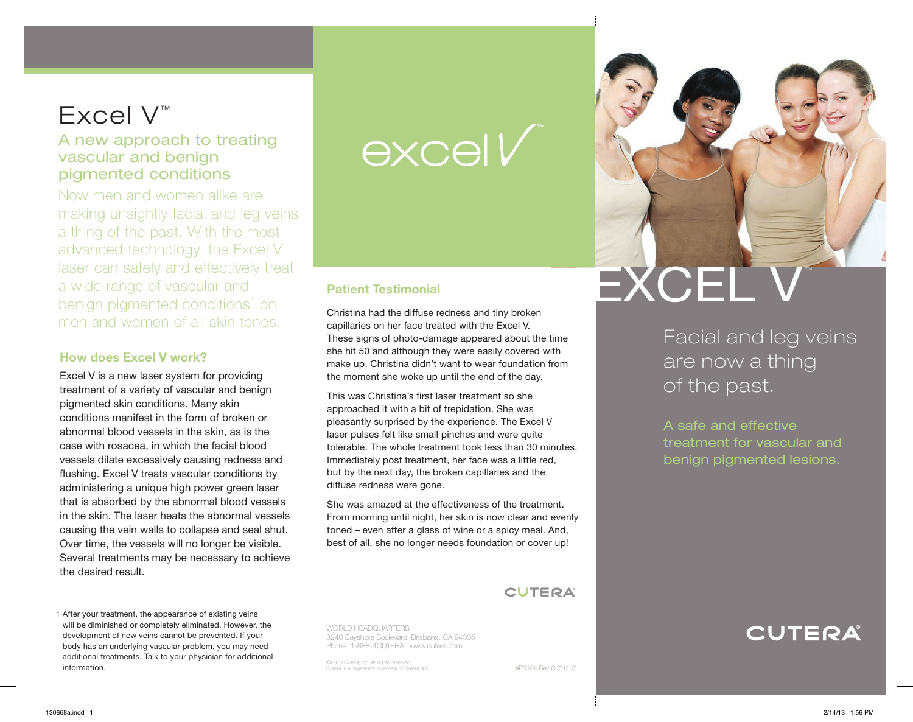# Excel V™

## A new approach to treating vascular and benign pigmented conditions

Now men and women alike are making unsightly facial and leg veins a thing of the past. With the most advanced technology, the Excel V laser can safely and effectively treat a wide range of vascular and benign pigmented conditions[1] on men and women of all skin tones.

### How does Excel V work?

Excel V is a new laser system for providing treatment of a variety of vascular and benign pigmented skin conditions. Many skin conditions manifest in the form of broken or abnormal blood vessels in the skin, as is the case with rosacea, in which the facial blood vessels dilate excessively causing redness and flushing. Excel V treats vascular conditions by administering a unique high power green laser that is absorbed by the abnormal blood vessels in the skin. The laser heats the abnormal vessels causing the vein walls to collapse and seal shut. Over time, the vessels will no longer be visible. Several treatments may be necessary to achieve the desired result.

1 After your treatment, the appearance of existing veins will be diminished or completely eliminated. However, the development of new veins cannot be prevented. If your body has an underlying vascular problem, you may need additional treatments. Talk to your physician for additional information.

excel V™

### Patient Testimonial

Christina had the diffuse redness and tiny broken capillaries on her face treated with the Excel V. These signs of photo-damage appeared about the time she hit 50 and although they were easily covered with make up, Christina didn't want to wear foundation from the moment she woke up until the end of the day.

This was Christina's first laser treatment so she approached it with a bit of trepidation. She was pleasantly surprised by the experience. The Excel V laser pulses felt like small pinches and were quite tolerable. The whole treatment took less than 30 minutes. Immediately post treatment, her face was a little red, but by the next day, the broken capillaries and the diffuse redness were gone.

She was amazed at the effectiveness of the treatment. From morning until night, her skin is now clear and evenly toned – even after a glass of wine or a spicy meal. And, best of all, she no longer needs foundation or cover up!

CUTERA®

WORLD HEADQUARTERS
3240 Bayshore Boulevard, Brisbane, CA 94005
Phone: 1-888-4CUTERA | www.cutera.com

©2013 Cutera, Inc. All rights reserved.
Cutera is a registered trademark of Cutera, Inc.

AP0104 Rev C (01/13)

# EXCEL V™

## Facial and leg veins are now a thing of the past.

A safe and effective treatment for vascular and benign pigmented lesions.

CUTERA®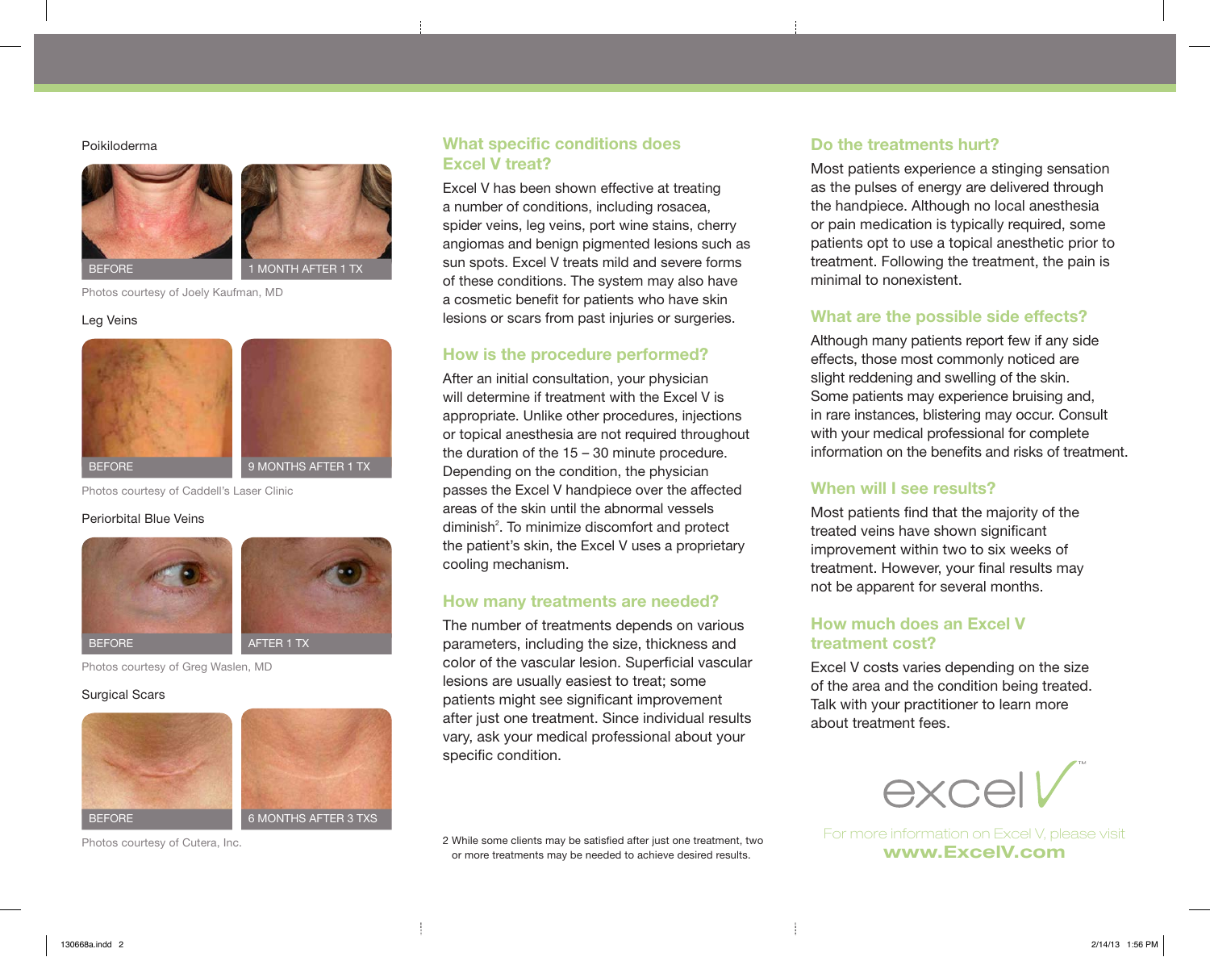Poikiloderma

BEFORE

1 MONTH AFTER 1 TX

Photos courtesy of Joely Kaufman, MD

Leg Veins

BEFORE

9 MONTHS AFTER 1 TX

Photos courtesy of Caddell's Laser Clinic

Periorbital Blue Veins

BEFORE

AFTER 1 TX

Photos courtesy of Greg Waslen, MD

Surgical Scars

BEFORE

6 MONTHS AFTER 3 TXS

Photos courtesy of Cutera, Inc.

## What specific conditions does Excel V treat?

Excel V has been shown effective at treating a number of conditions, including rosacea, spider veins, leg veins, port wine stains, cherry angiomas and benign pigmented lesions such as sun spots. Excel V treats mild and severe forms of these conditions. The system may also have a cosmetic benefit for patients who have skin lesions or scars from past injuries or surgeries.

## How is the procedure performed?

After an initial consultation, your physician will determine if treatment with the Excel V is appropriate. Unlike other procedures, injections or topical anesthesia are not required throughout the duration of the 15 – 30 minute procedure. Depending on the condition, the physician passes the Excel V handpiece over the affected areas of the skin until the abnormal vessels diminish[2]. To minimize discomfort and protect the patient's skin, the Excel V uses a proprietary cooling mechanism.

## How many treatments are needed?

The number of treatments depends on various parameters, including the size, thickness and color of the vascular lesion. Superficial vascular lesions are usually easiest to treat; some patients might see significant improvement after just one treatment. Since individual results vary, ask your medical professional about your specific condition.

2 While some clients may be satisfied after just one treatment, two or more treatments may be needed to achieve desired results.

## Do the treatments hurt?

Most patients experience a stinging sensation as the pulses of energy are delivered through the handpiece. Although no local anesthesia or pain medication is typically required, some patients opt to use a topical anesthetic prior to treatment. Following the treatment, the pain is minimal to nonexistent.

## What are the possible side effects?

Although many patients report few if any side effects, those most commonly noticed are slight reddening and swelling of the skin. Some patients may experience bruising and, in rare instances, blistering may occur. Consult with your medical professional for complete information on the benefits and risks of treatment.

## When will I see results?

Most patients find that the majority of the treated veins have shown significant improvement within two to six weeks of treatment. However, your final results may not be apparent for several months.

## How much does an Excel V treatment cost?

Excel V costs varies depending on the size of the area and the condition being treated. Talk with your practitioner to learn more about treatment fees.

excel V™

For more information on Excel V, please visit
**www.ExcelV.com**